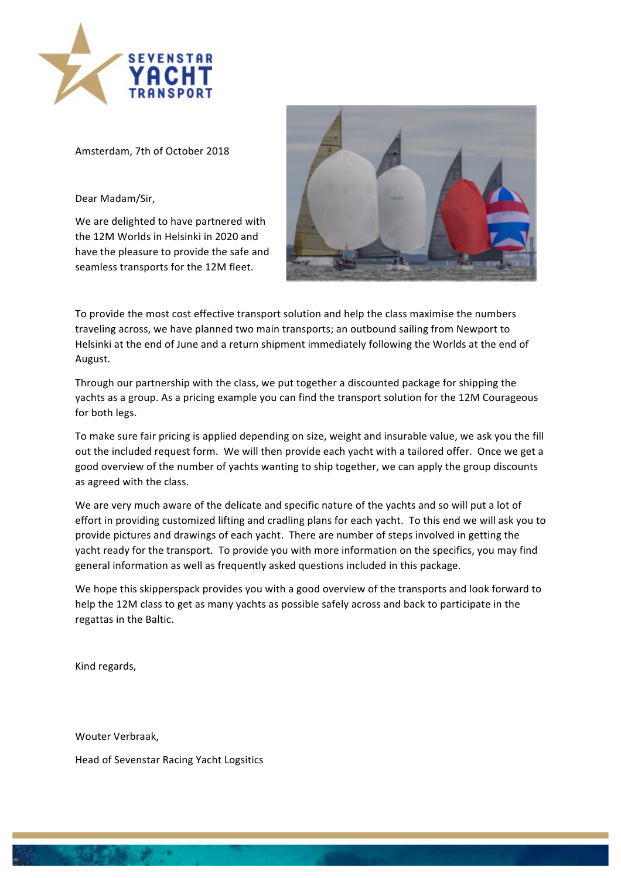Amsterdam, 7th of October 2018

Dear Madam/Sir,

We are delighted to have partnered with the 12M Worlds in Helsinki in 2020 and have the pleasure to provide the safe and seamless transports for the 12M fleet.

To provide the most cost effective transport solution and help the class maximise the numbers traveling across, we have planned two main transports; an outbound sailing from Newport to Helsinki at the end of June and a return shipment immediately following the Worlds at the end of August.

Through our partnership with the class, we put together a discounted package for shipping the yachts as a group. As a pricing example you can find the transport solution for the 12M Courageous for both legs.

To make sure fair pricing is applied depending on size, weight and insurable value, we ask you the fill out the included request form. We will then provide each yacht with a tailored offer. Once we get a good overview of the number of yachts wanting to ship together, we can apply the group discounts as agreed with the class.

We are very much aware of the delicate and specific nature of the yachts and so will put a lot of effort in providing customized lifting and cradling plans for each yacht. To this end we will ask you to provide pictures and drawings of each yacht. There are number of steps involved in getting the yacht ready for the transport. To provide you with more information on the specifics, you may find general information as well as frequently asked questions included in this package.

We hope this skipperspack provides you with a good overview of the transports and look forward to help the 12M class to get as many yachts as possible safely across and back to participate in the regattas in the Baltic.

Kind regards,

Wouter Verbraak,

Head of Sevenstar Racing Yacht Logsitics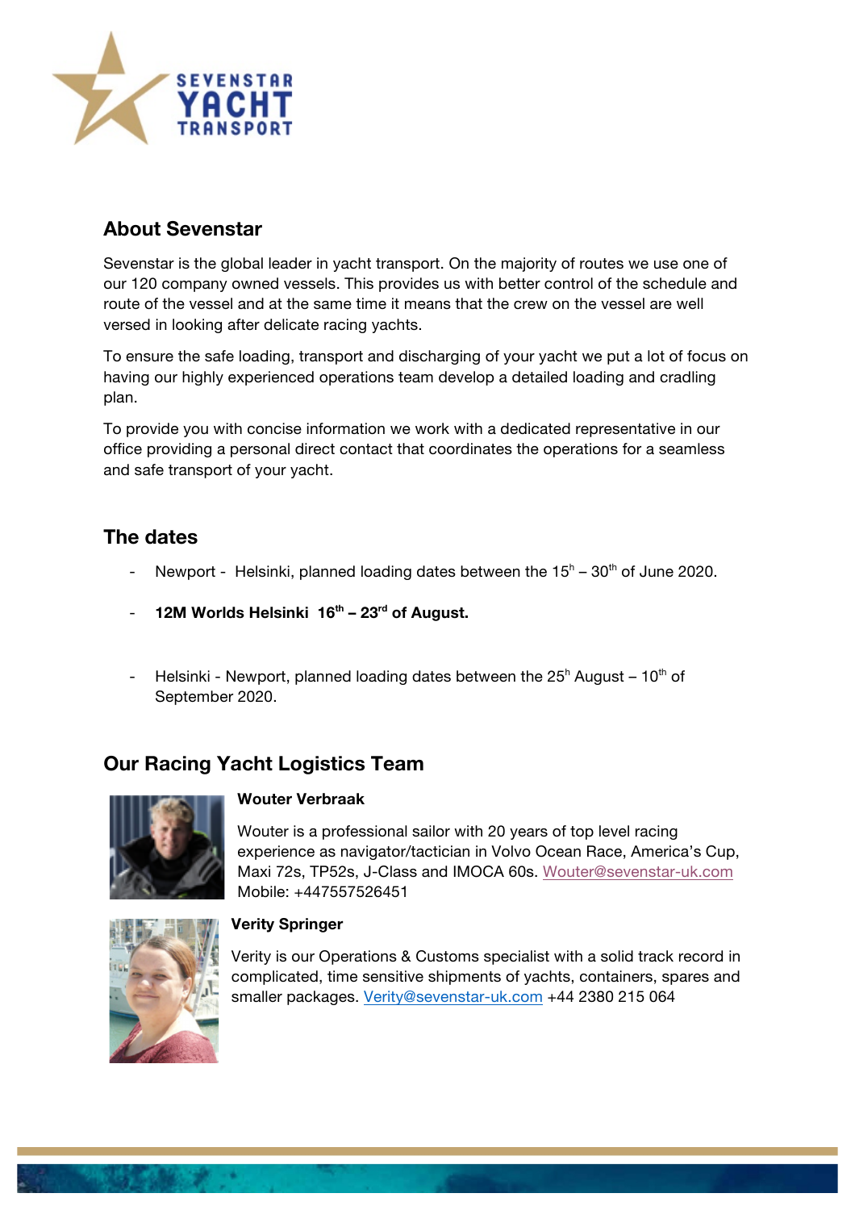## About Sevenstar

Sevenstar is the global leader in yacht transport. On the majority of routes we use one of our 120 company owned vessels. This provides us with better control of the schedule and route of the vessel and at the same time it means that the crew on the vessel are well versed in looking after delicate racing yachts.

To ensure the safe loading, transport and discharging of your yacht we put a lot of focus on having our highly experienced operations team develop a detailed loading and cradling plan.

To provide you with concise information we work with a dedicated representative in our office providing a personal direct contact that coordinates the operations for a seamless and safe transport of your yacht.

## The dates

- Newport - Helsinki, planned loading dates between the 15h – 30th of June 2020.
- **12M Worlds Helsinki 16th – 23rd of August.**
- Helsinki - Newport, planned loading dates between the 25h August – 10th of September 2020.

## Our Racing Yacht Logistics Team

**Wouter Verbraak**

Wouter is a professional sailor with 20 years of top level racing experience as navigator/tactician in Volvo Ocean Race, America's Cup, Maxi 72s, TP52s, J-Class and IMOCA 60s. Wouter@sevenstar-uk.com Mobile: +447557526451

**Verity Springer**

Verity is our Operations & Customs specialist with a solid track record in complicated, time sensitive shipments of yachts, containers, spares and smaller packages. Verity@sevenstar-uk.com +44 2380 215 064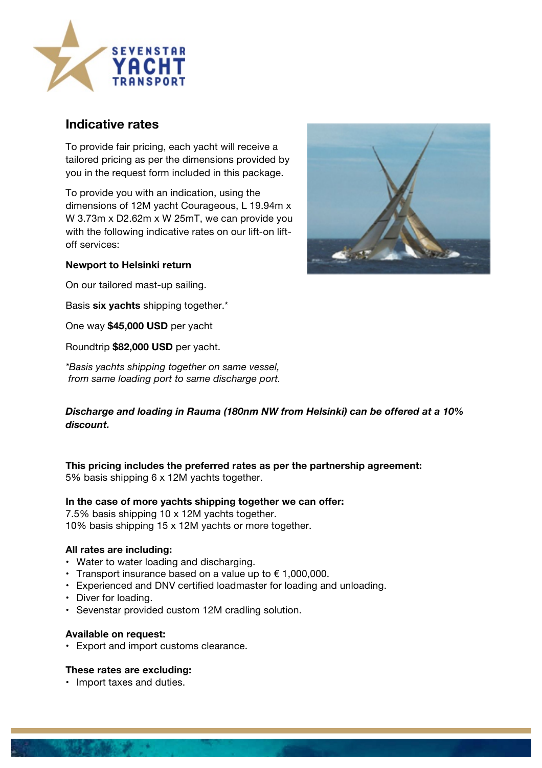## Indicative rates

To provide fair pricing, each yacht will receive a tailored pricing as per the dimensions provided by you in the request form included in this package.

To provide you with an indication, using the dimensions of 12M yacht Courageous, L 19.94m x W 3.73m x D2.62m x W 25mT, we can provide you with the following indicative rates on our lift-on lift-off services:

**Newport to Helsinki return**

On our tailored mast-up sailing.

Basis **six yachts** shipping together.*

One way **$45,000 USD** per yacht

Roundtrip **$82,000 USD** per yacht.

*\*Basis yachts shipping together on same vessel, from same loading port to same discharge port.*

***Discharge and loading in Rauma (180nm NW from Helsinki) can be offered at a 10% discount.***

**This pricing includes the preferred rates as per the partnership agreement:**
5% basis shipping 6 x 12M yachts together.

**In the case of more yachts shipping together we can offer:**
7.5% basis shipping 10 x 12M yachts together.
10% basis shipping 15 x 12M yachts or more together.

**All rates are including:**

- Water to water loading and discharging.
- Transport insurance based on a value up to € 1,000,000.
- Experienced and DNV certified loadmaster for loading and unloading.
- Diver for loading.
- Sevenstar provided custom 12M cradling solution.

**Available on request:**

- Export and import customs clearance.

**These rates are excluding:**

- Import taxes and duties.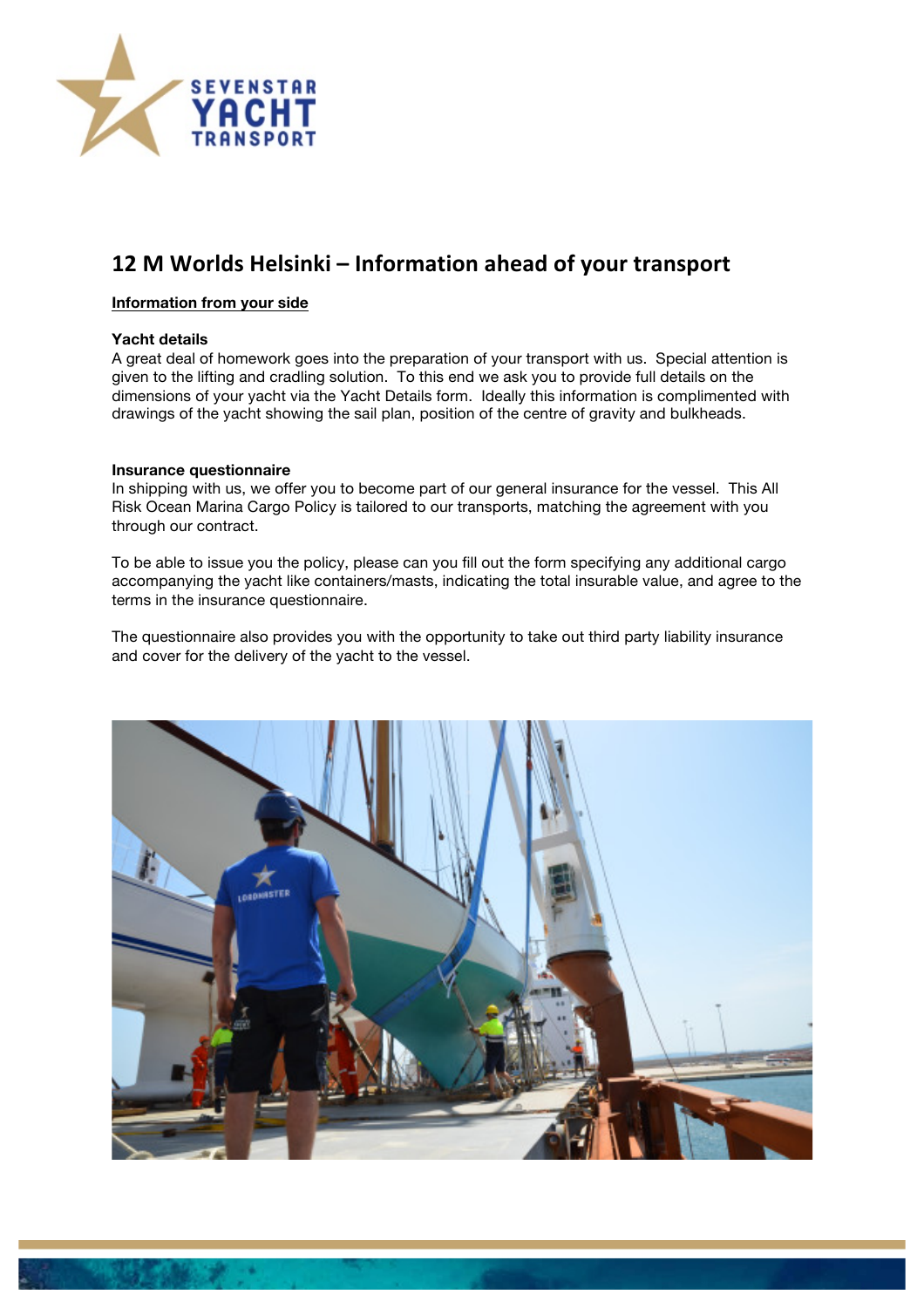## 12 M Worlds Helsinki – Information ahead of your transport

**Information from your side**

**Yacht details**

A great deal of homework goes into the preparation of your transport with us. Special attention is given to the lifting and cradling solution. To this end we ask you to provide full details on the dimensions of your yacht via the Yacht Details form. Ideally this information is complimented with drawings of the yacht showing the sail plan, position of the centre of gravity and bulkheads.

**Insurance questionnaire**

In shipping with us, we offer you to become part of our general insurance for the vessel. This All Risk Ocean Marina Cargo Policy is tailored to our transports, matching the agreement with you through our contract.

To be able to issue you the policy, please can you fill out the form specifying any additional cargo accompanying the yacht like containers/masts, indicating the total insurable value, and agree to the terms in the insurance questionnaire.

The questionnaire also provides you with the opportunity to take out third party liability insurance and cover for the delivery of the yacht to the vessel.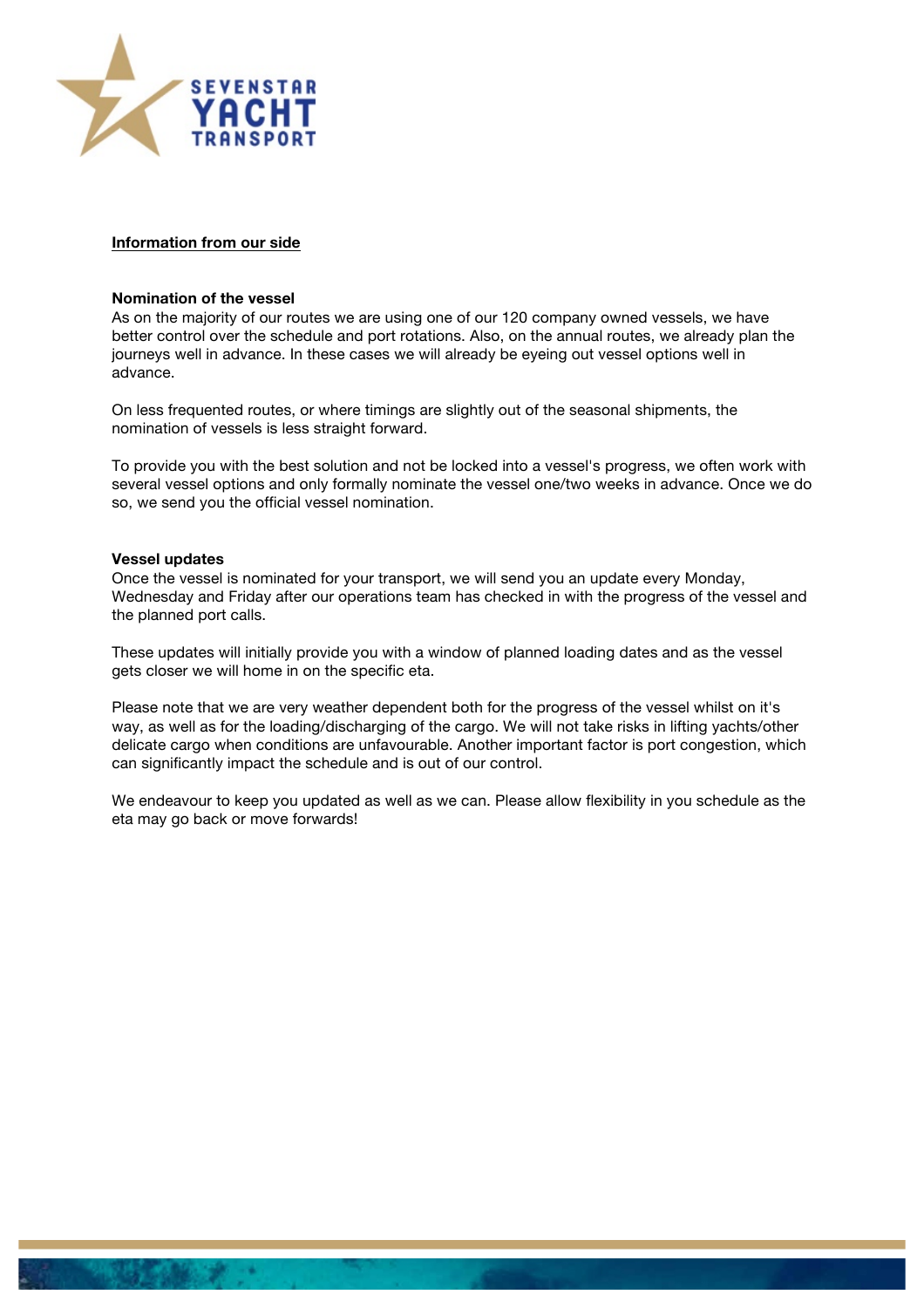## Information from our side

### Nomination of the vessel

As on the majority of our routes we are using one of our 120 company owned vessels, we have better control over the schedule and port rotations. Also, on the annual routes, we already plan the journeys well in advance. In these cases we will already be eyeing out vessel options well in advance.

On less frequented routes, or where timings are slightly out of the seasonal shipments, the nomination of vessels is less straight forward.

To provide you with the best solution and not be locked into a vessel's progress, we often work with several vessel options and only formally nominate the vessel one/two weeks in advance. Once we do so, we send you the official vessel nomination.

### Vessel updates

Once the vessel is nominated for your transport, we will send you an update every Monday, Wednesday and Friday after our operations team has checked in with the progress of the vessel and the planned port calls.

These updates will initially provide you with a window of planned loading dates and as the vessel gets closer we will home in on the specific eta.

Please note that we are very weather dependent both for the progress of the vessel whilst on it's way, as well as for the loading/discharging of the cargo. We will not take risks in lifting yachts/other delicate cargo when conditions are unfavourable. Another important factor is port congestion, which can significantly impact the schedule and is out of our control.

We endeavour to keep you updated as well as we can. Please allow flexibility in you schedule as the eta may go back or move forwards!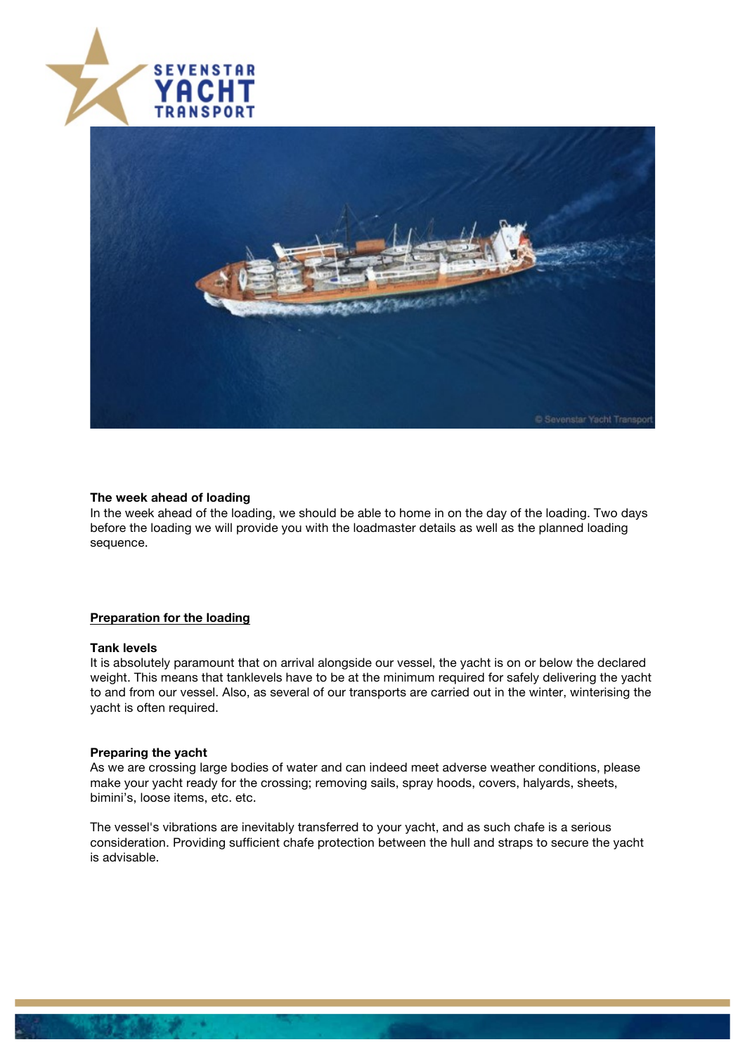**The week ahead of loading**
In the week ahead of the loading, we should be able to home in on the day of the loading. Two days before the loading we will provide you with the loadmaster details as well as the planned loading sequence.

## Preparation for the loading

**Tank levels**
It is absolutely paramount that on arrival alongside our vessel, the yacht is on or below the declared weight. This means that tanklevels have to be at the minimum required for safely delivering the yacht to and from our vessel. Also, as several of our transports are carried out in the winter, winterising the yacht is often required.

**Preparing the yacht**
As we are crossing large bodies of water and can indeed meet adverse weather conditions, please make your yacht ready for the crossing; removing sails, spray hoods, covers, halyards, sheets, bimini's, loose items, etc. etc.

The vessel's vibrations are inevitably transferred to your yacht, and as such chafe is a serious consideration. Providing sufficient chafe protection between the hull and straps to secure the yacht is advisable.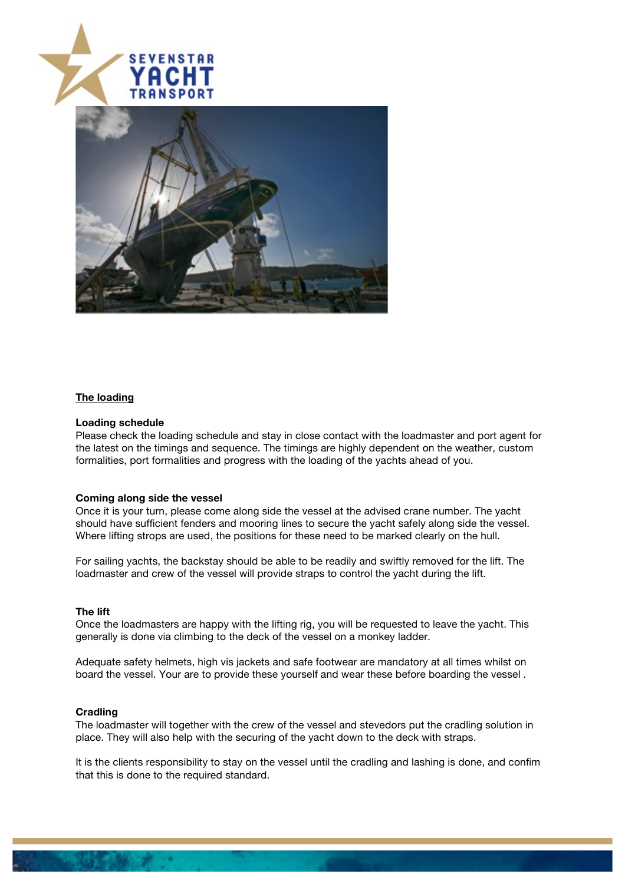## The loading

### Loading schedule

Please check the loading schedule and stay in close contact with the loadmaster and port agent for the latest on the timings and sequence. The timings are highly dependent on the weather, custom formalities, port formalities and progress with the loading of the yachts ahead of you.

### Coming along side the vessel

Once it is your turn, please come along side the vessel at the advised crane number. The yacht should have sufficient fenders and mooring lines to secure the yacht safely along side the vessel. Where lifting strops are used, the positions for these need to be marked clearly on the hull.

For sailing yachts, the backstay should be able to be readily and swiftly removed for the lift. The loadmaster and crew of the vessel will provide straps to control the yacht during the lift.

### The lift

Once the loadmasters are happy with the lifting rig, you will be requested to leave the yacht. This generally is done via climbing to the deck of the vessel on a monkey ladder.

Adequate safety helmets, high vis jackets and safe footwear are mandatory at all times whilst on board the vessel. Your are to provide these yourself and wear these before boarding the vessel .

### Cradling

The loadmaster will together with the crew of the vessel and stevedors put the cradling solution in place. They will also help with the securing of the yacht down to the deck with straps.

It is the clients responsibility to stay on the vessel until the cradling and lashing is done, and confim that this is done to the required standard.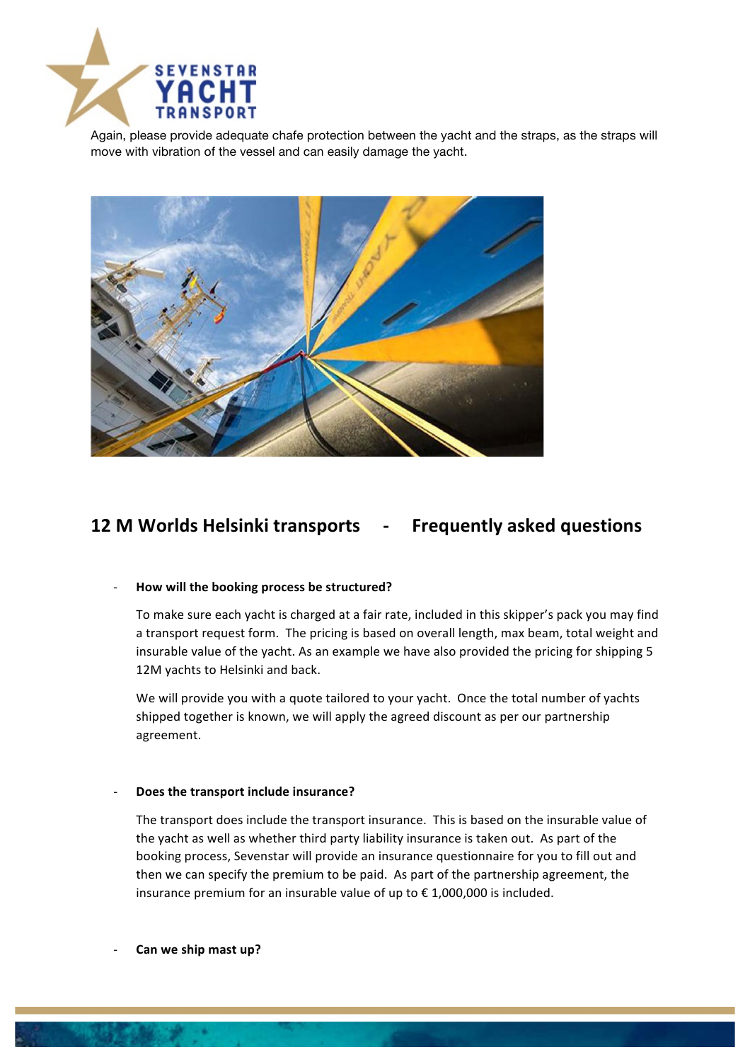Again, please provide adequate chafe protection between the yacht and the straps, as the straps will move with vibration of the vessel and can easily damage the yacht.

## 12 M Worlds Helsinki transports - Frequently asked questions

- **How will the booking process be structured?**

  To make sure each yacht is charged at a fair rate, included in this skipper's pack you may find a transport request form. The pricing is based on overall length, max beam, total weight and insurable value of the yacht. As an example we have also provided the pricing for shipping 5 12M yachts to Helsinki and back.

  We will provide you with a quote tailored to your yacht. Once the total number of yachts shipped together is known, we will apply the agreed discount as per our partnership agreement.

- **Does the transport include insurance?**

  The transport does include the transport insurance. This is based on the insurable value of the yacht as well as whether third party liability insurance is taken out. As part of the booking process, Sevenstar will provide an insurance questionnaire for you to fill out and then we can specify the premium to be paid. As part of the partnership agreement, the insurance premium for an insurable value of up to € 1,000,000 is included.

- **Can we ship mast up?**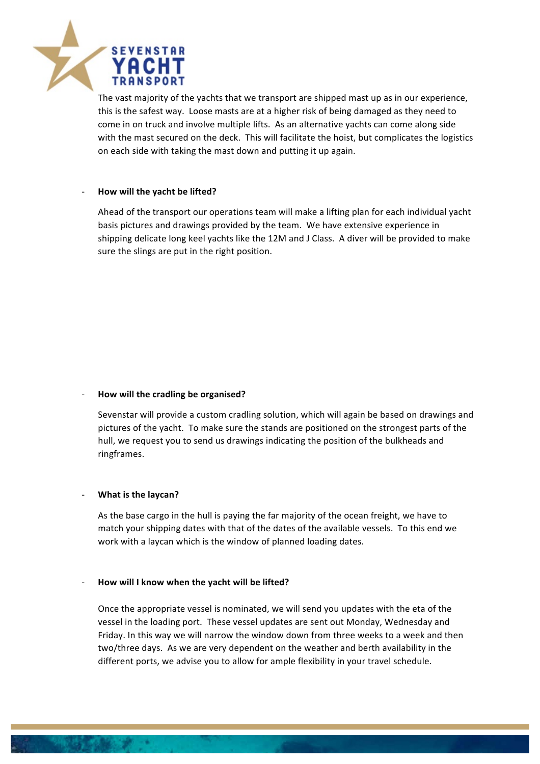The vast majority of the yachts that we transport are shipped mast up as in our experience, this is the safest way. Loose masts are at a higher risk of being damaged as they need to come in on truck and involve multiple lifts. As an alternative yachts can come along side with the mast secured on the deck. This will facilitate the hoist, but complicates the logistics on each side with taking the mast down and putting it up again.

- **How will the yacht be lifted?**

  Ahead of the transport our operations team will make a lifting plan for each individual yacht basis pictures and drawings provided by the team. We have extensive experience in shipping delicate long keel yachts like the 12M and J Class. A diver will be provided to make sure the slings are put in the right position.

- **How will the cradling be organised?**

  Sevenstar will provide a custom cradling solution, which will again be based on drawings and pictures of the yacht. To make sure the stands are positioned on the strongest parts of the hull, we request you to send us drawings indicating the position of the bulkheads and ringframes.

- **What is the laycan?**

  As the base cargo in the hull is paying the far majority of the ocean freight, we have to match your shipping dates with that of the dates of the available vessels. To this end we work with a laycan which is the window of planned loading dates.

- **How will I know when the yacht will be lifted?**

  Once the appropriate vessel is nominated, we will send you updates with the eta of the vessel in the loading port. These vessel updates are sent out Monday, Wednesday and Friday. In this way we will narrow the window down from three weeks to a week and then two/three days. As we are very dependent on the weather and berth availability in the different ports, we advise you to allow for ample flexibility in your travel schedule.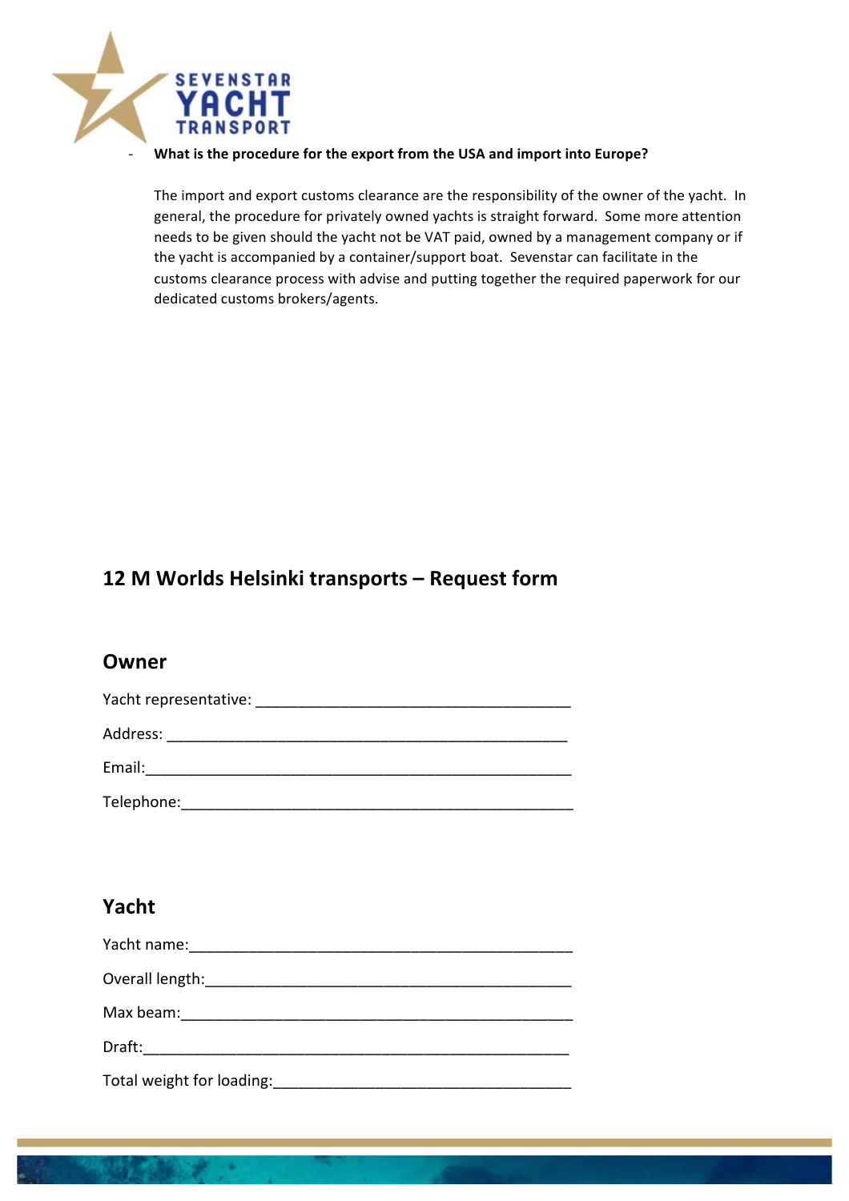- **What is the procedure for the export from the USA and import into Europe?**

  The import and export customs clearance are the responsibility of the owner of the yacht. In general, the procedure for privately owned yachts is straight forward. Some more attention needs to be given should the yacht not be VAT paid, owned by a management company or if the yacht is accompanied by a container/support boat. Sevenstar can facilitate in the customs clearance process with advise and putting together the required paperwork for our dedicated customs brokers/agents.

## 12 M Worlds Helsinki transports – Request form

### Owner

Yacht representative: ______________________________________

Address: ______________________________________________

Email:________________________________________________

Telephone:_____________________________________________

### Yacht

Yacht name:____________________________________________

Overall length:__________________________________________

Max beam:_____________________________________________

Draft:________________________________________________

Total weight for loading:__________________________________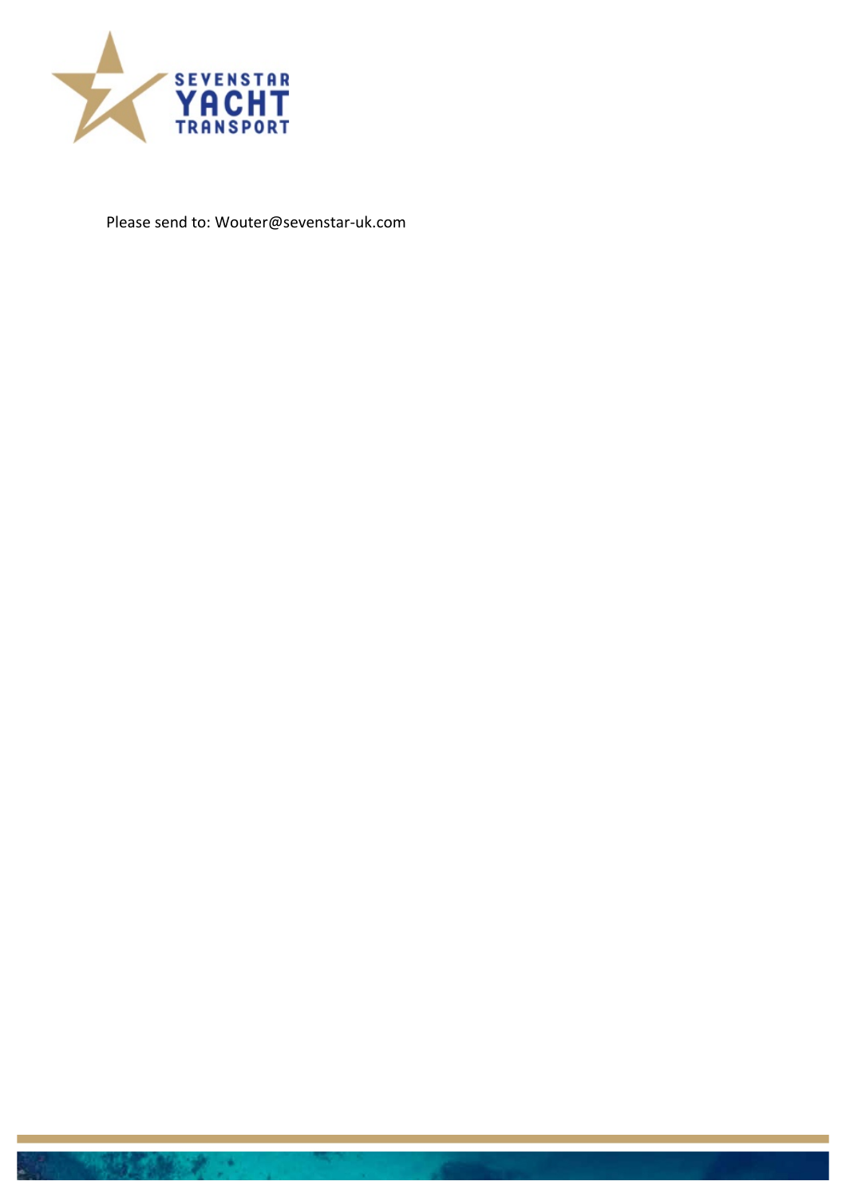Please send to: Wouter@sevenstar-uk.com